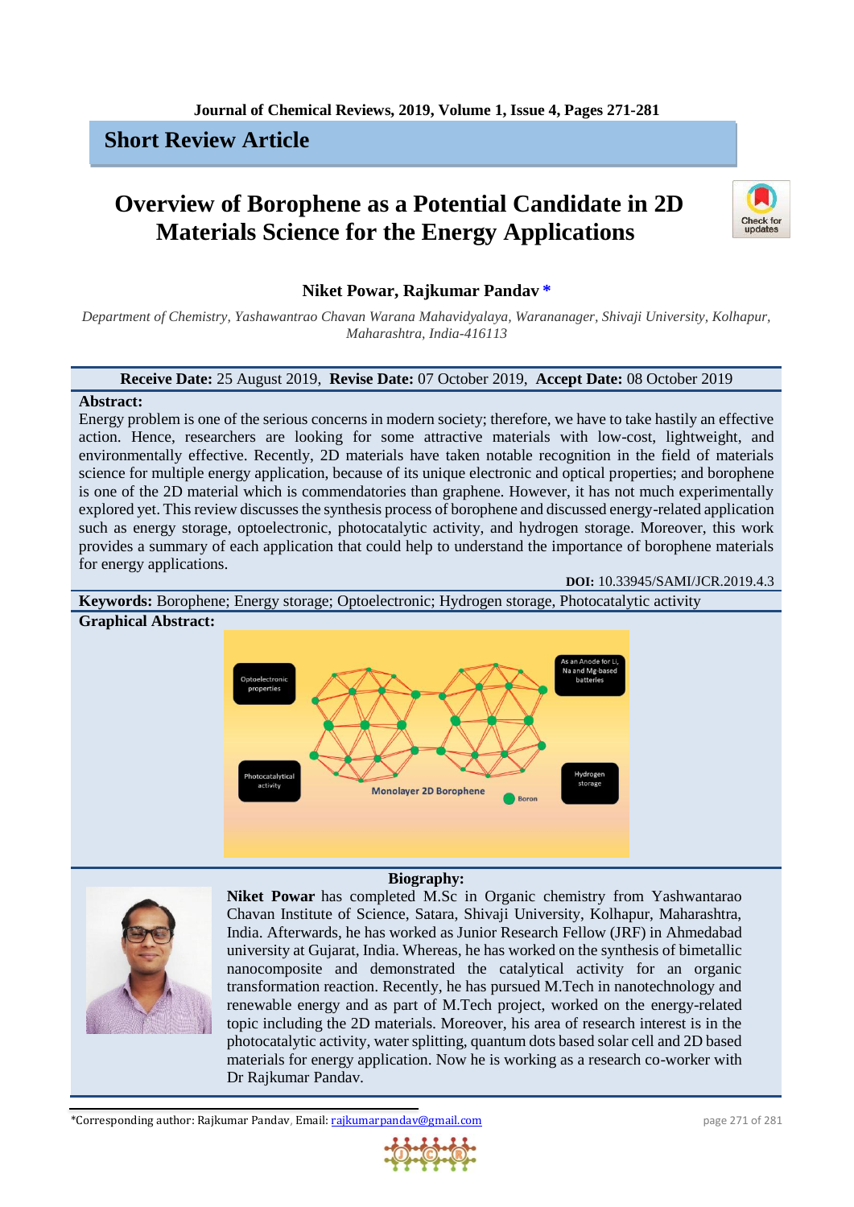## Short Review Article

# Overview of Borophene as a Potential Candidate in 2D Materials Science for the Energy Applications

**Niket Powar, Rajkumar Pandav** *

*Department of Chemistry, Yashawantrao Chavan Warana Mahavidyalaya, Warananager, Shivaji University, Kolhapur, Maharashtra, India-416113*

**Receive Date:** 25 August 2019, **Revise Date:** 07 October 2019, **Accept Date:** 08 October 2019

**Abstract:**

Energy problem is one of the serious concerns in modern society; therefore, we have to take hastily an effective action. Hence, researchers are looking for some attractive materials with low-cost, lightweight, and environmentally effective. Recently, 2D materials have taken notable recognition in the field of materials science for multiple energy application, because of its unique electronic and optical properties; and borophene is one of the 2D material which is commendatories than graphene. However, it has not much experimentally explored yet. This review discusses the synthesis process of borophene and discussed energy-related application such as energy storage, optoelectronic, photocatalytic activity, and hydrogen storage. Moreover, this work provides a summary of each application that could help to understand the importance of borophene materials for energy applications.

**DOI:** 10.33945/SAMI/JCR.2019.4.3

**Keywords:** Borophene; Energy storage; Optoelectronic; Hydrogen storage, Photocatalytic activity

**Graphical Abstract:**

**Biography:**

**Niket Powar** has completed M.Sc in Organic chemistry from Yashwantarao Chavan Institute of Science, Satara, Shivaji University, Kolhapur, Maharashtra, India. Afterwards, he has worked as Junior Research Fellow (JRF) in Ahmedabad university at Gujarat, India. Whereas, he has worked on the synthesis of bimetallic nanocomposite and demonstrated the catalytical activity for an organic transformation reaction. Recently, he has pursued M.Tech in nanotechnology and renewable energy and as part of M.Tech project, worked on the energy-related topic including the 2D materials. Moreover, his area of research interest is in the photocatalytic activity, water splitting, quantum dots based solar cell and 2D based materials for energy application. Now he is working as a research co-worker with Dr Rajkumar Pandav.

*Corresponding author: Rajkumar Pandav, Email: rajkumarpandav@gmail.com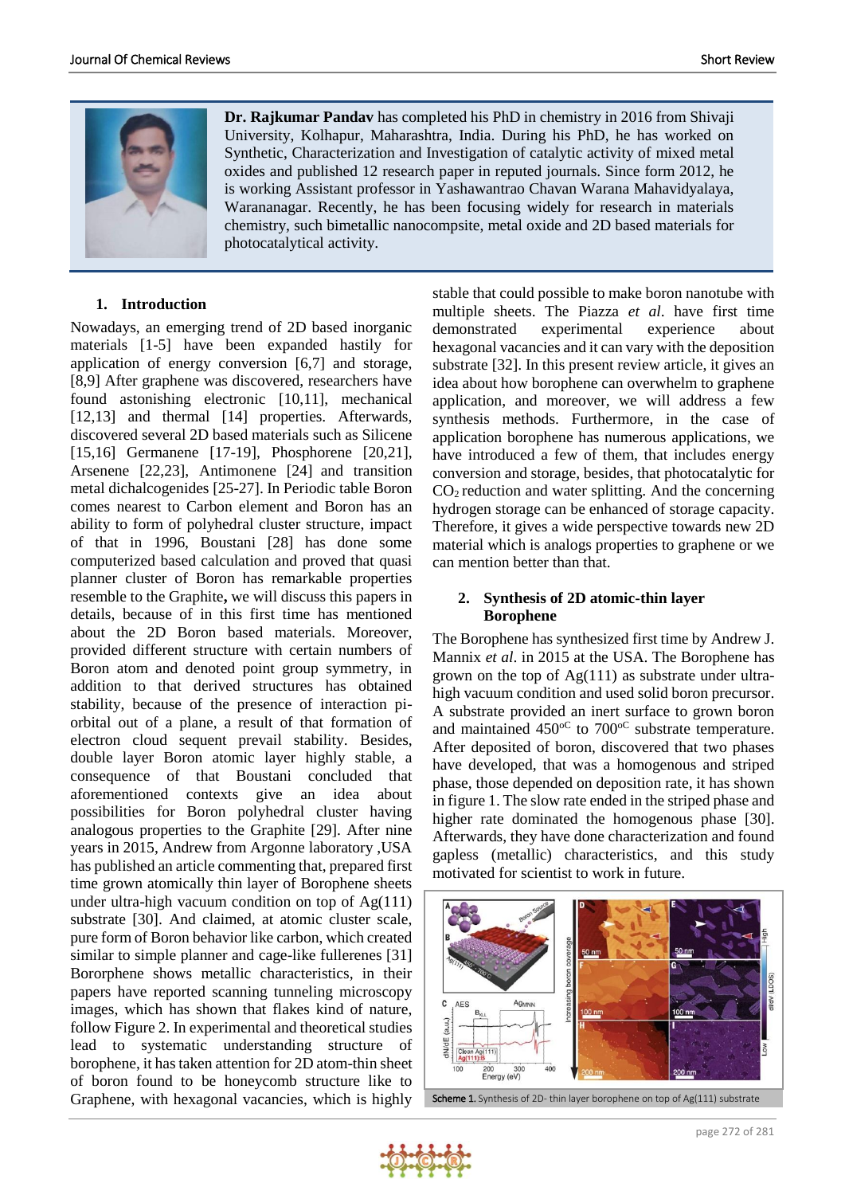**Dr. Rajkumar Pandav** has completed his PhD in chemistry in 2016 from Shivaji University, Kolhapur, Maharashtra, India. During his PhD, he has worked on Synthetic, Characterization and Investigation of catalytic activity of mixed metal oxides and published 12 research paper in reputed journals. Since form 2012, he is working Assistant professor in Yashawantrao Chavan Warana Mahavidyalaya, Warananagar. Recently, he has been focusing widely for research in materials chemistry, such bimetallic nanocompsite, metal oxide and 2D based materials for photocatalytical activity.

## 1. Introduction

Nowadays, an emerging trend of 2D based inorganic materials [1-5] have been expanded hastily for application of energy conversion [6,7] and storage, [8,9] After graphene was discovered, researchers have found astonishing electronic [10,11], mechanical [12,13] and thermal [14] properties. Afterwards, discovered several 2D based materials such as Silicene [15,16] Germanene [17-19], Phosphorene [20,21], Arsenene [22,23], Antimonene [24] and transition metal dichalcogenides [25-27]. In Periodic table Boron comes nearest to Carbon element and Boron has an ability to form of polyhedral cluster structure, impact of that in 1996, Boustani [28] has done some computerized based calculation and proved that quasi planner cluster of Boron has remarkable properties resemble to the Graphite**,** we will discuss this papers in details, because of in this first time has mentioned about the 2D Boron based materials. Moreover, provided different structure with certain numbers of Boron atom and denoted point group symmetry, in addition to that derived structures has obtained stability, because of the presence of interaction pi-orbital out of a plane, a result of that formation of electron cloud sequent prevail stability. Besides, double layer Boron atomic layer highly stable, a consequence of that Boustani concluded that aforementioned contexts give an idea about possibilities for Boron polyhedral cluster having analogous properties to the Graphite [29]. After nine years in 2015, Andrew from Argonne laboratory ,USA has published an article commenting that, prepared first time grown atomically thin layer of Borophene sheets under ultra-high vacuum condition on top of Ag(111) substrate [30]. And claimed, at atomic cluster scale, pure form of Boron behavior like carbon, which created similar to simple planner and cage-like fullerenes [31] Bororphene shows metallic characteristics, in their papers have reported scanning tunneling microscopy images, which has shown that flakes kind of nature, follow Figure 2. In experimental and theoretical studies lead to systematic understanding structure of borophene, it has taken attention for 2D atom-thin sheet of boron found to be honeycomb structure like to Graphene, with hexagonal vacancies, which is highly stable that could possible to make boron nanotube with multiple sheets. The Piazza *et al*. have first time demonstrated experimental experience about hexagonal vacancies and it can vary with the deposition substrate [32]. In this present review article, it gives an idea about how borophene can overwhelm to graphene application, and moreover, we will address a few synthesis methods. Furthermore, in the case of application borophene has numerous applications, we have introduced a few of them, that includes energy conversion and storage, besides, that photocatalytic for $CO_2$ reduction and water splitting. And the concerning hydrogen storage can be enhanced of storage capacity. Therefore, it gives a wide perspective towards new 2D material which is analogs properties to graphene or we can mention better than that.

## 2. Synthesis of 2D atomic-thin layer Borophene

The Borophene has synthesized first time by Andrew J. Mannix *et al*. in 2015 at the USA. The Borophene has grown on the top of Ag(111) as substrate under ultra-high vacuum condition and used solid boron precursor. A substrate provided an inert surface to grown boron and maintained 450$^{oC}$ to 700$^{oC}$ substrate temperature. After deposited of boron, discovered that two phases have developed, that was a homogenous and striped phase, those depended on deposition rate, it has shown in figure 1. The slow rate ended in the striped phase and higher rate dominated the homogenous phase [30]. Afterwards, they have done characterization and found gapless (metallic) characteristics, and this study motivated for scientist to work in future.

**Scheme 1.** Synthesis of 2D- thin layer borophene on top of Ag(111) substrate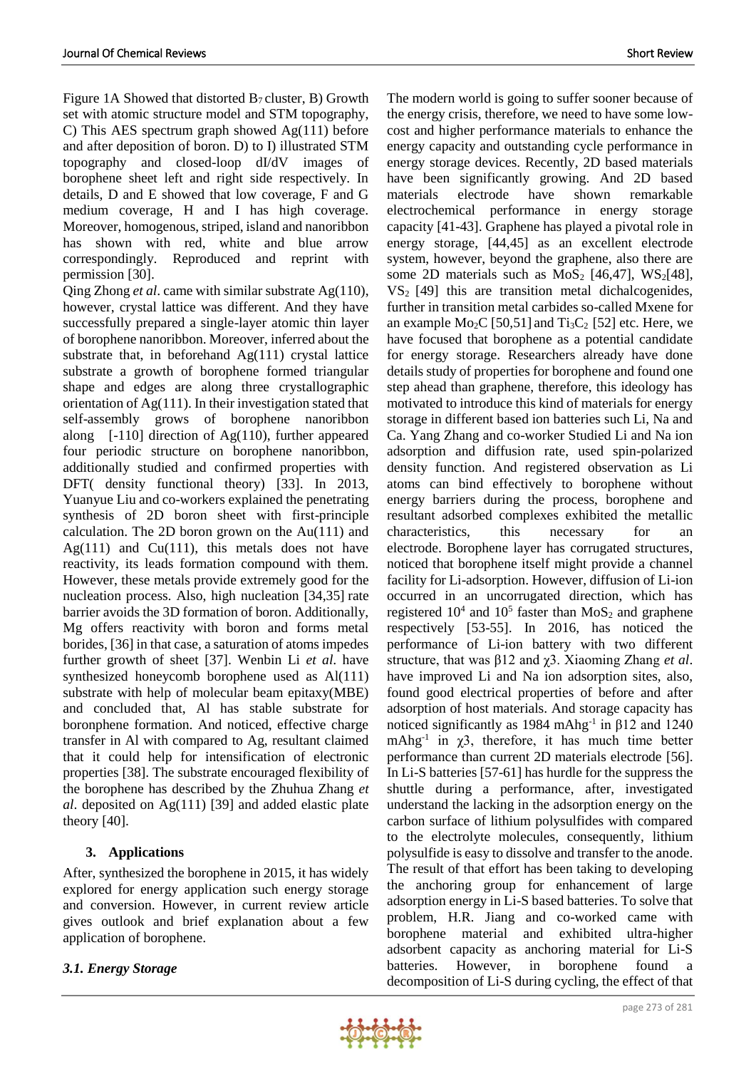Figure 1A Showed that distorted $B_7$ cluster, B) Growth set with atomic structure model and STM topography, C) This AES spectrum graph showed Ag(111) before and after deposition of boron. D) to I) illustrated STM topography and closed-loop dI/dV images of borophene sheet left and right side respectively. In details, D and E showed that low coverage, F and G medium coverage, H and I has high coverage. Moreover, homogenous, striped, island and nanoribbon has shown with red, white and blue arrow correspondingly. Reproduced and reprint with permission [30].

Qing Zhong *et al*. came with similar substrate Ag(110), however, crystal lattice was different. And they have successfully prepared a single-layer atomic thin layer of borophene nanoribbon. Moreover, inferred about the substrate that, in beforehand Ag(111) crystal lattice substrate a growth of borophene formed triangular shape and edges are along three crystallographic orientation of Ag(111). In their investigation stated that self-assembly grows of borophene nanoribbon along [-110] direction of Ag(110), further appeared four periodic structure on borophene nanoribbon, additionally studied and confirmed properties with DFT( density functional theory) [33]. In 2013, Yuanyue Liu and co-workers explained the penetrating synthesis of 2D boron sheet with first-principle calculation. The 2D boron grown on the Au(111) and Ag(111) and Cu(111), this metals does not have reactivity, its leads formation compound with them. However, these metals provide extremely good for the nucleation process. Also, high nucleation [34,35] rate barrier avoids the 3D formation of boron. Additionally, Mg offers reactivity with boron and forms metal borides, [36] in that case, a saturation of atoms impedes further growth of sheet [37]. Wenbin Li *et al.* have synthesized honeycomb borophene used as Al(111) substrate with help of molecular beam epitaxy(MBE) and concluded that, Al has stable substrate for boronphene formation. And noticed, effective charge transfer in Al with compared to Ag, resultant claimed that it could help for intensification of electronic properties [38]. The substrate encouraged flexibility of the borophene has described by the Zhuhua Zhang *et al*. deposited on Ag(111) [39] and added elastic plate theory [40].

## 3. Applications

After, synthesized the borophene in 2015, it has widely explored for energy application such energy storage and conversion. However, in current review article gives outlook and brief explanation about a few application of borophene.

### *3.1. Energy Storage*

The modern world is going to suffer sooner because of the energy crisis, therefore, we need to have some low-cost and higher performance materials to enhance the energy capacity and outstanding cycle performance in energy storage devices. Recently, 2D based materials have been significantly growing. And 2D based materials electrode have shown remarkable electrochemical performance in energy storage capacity [41-43]. Graphene has played a pivotal role in energy storage, [44,45] as an excellent electrode system, however, beyond the graphene, also there are some 2D materials such as $MoS_2$ [46,47], $WS_2$[48], $VS_2$ [49] this are transition metal dichalcogenides, further in transition metal carbides so-called Mxene for an example $Mo_2C$ [50,51] and $Ti_3C_2$ [52] etc. Here, we have focused that borophene as a potential candidate for energy storage. Researchers already have done details study of properties for borophene and found one step ahead than graphene, therefore, this ideology has motivated to introduce this kind of materials for energy storage in different based ion batteries such Li, Na and Ca. Yang Zhang and co-worker Studied Li and Na ion adsorption and diffusion rate, used spin-polarized density function. And registered observation as Li atoms can bind effectively to borophene without energy barriers during the process, borophene and resultant adsorbed complexes exhibited the metallic characteristics, this necessary for an electrode. Borophene layer has corrugated structures, noticed that borophene itself might provide a channel facility for Li-adsorption. However, diffusion of Li-ion occurred in an uncorrugated direction, which has registered $10^4$ and $10^5$ faster than $MoS_2$ and graphene respectively [53-55]. In 2016, has noticed the performance of Li-ion battery with two different structure, that was β12 and χ3. Xiaoming Zhang *et al*. have improved Li and Na ion adsorption sites, also, found good electrical properties of before and after adsorption of host materials. And storage capacity has noticed significantly as 1984 $mAhg^{-1}$ in β12 and 1240 $mAhg^{-1}$ in χ3, therefore, it has much time better performance than current 2D materials electrode [56]. In Li-S batteries [57-61] has hurdle for the suppress the shuttle during a performance, after, investigated understand the lacking in the adsorption energy on the carbon surface of lithium polysulfides with compared to the electrolyte molecules, consequently, lithium polysulfide is easy to dissolve and transfer to the anode. The result of that effort has been taking to developing the anchoring group for enhancement of large adsorption energy in Li-S based batteries. To solve that problem, H.R. Jiang and co-worked came with borophene material and exhibited ultra-higher adsorbent capacity as anchoring material for Li-S batteries. However, in borophene found a decomposition of Li-S during cycling, the effect of that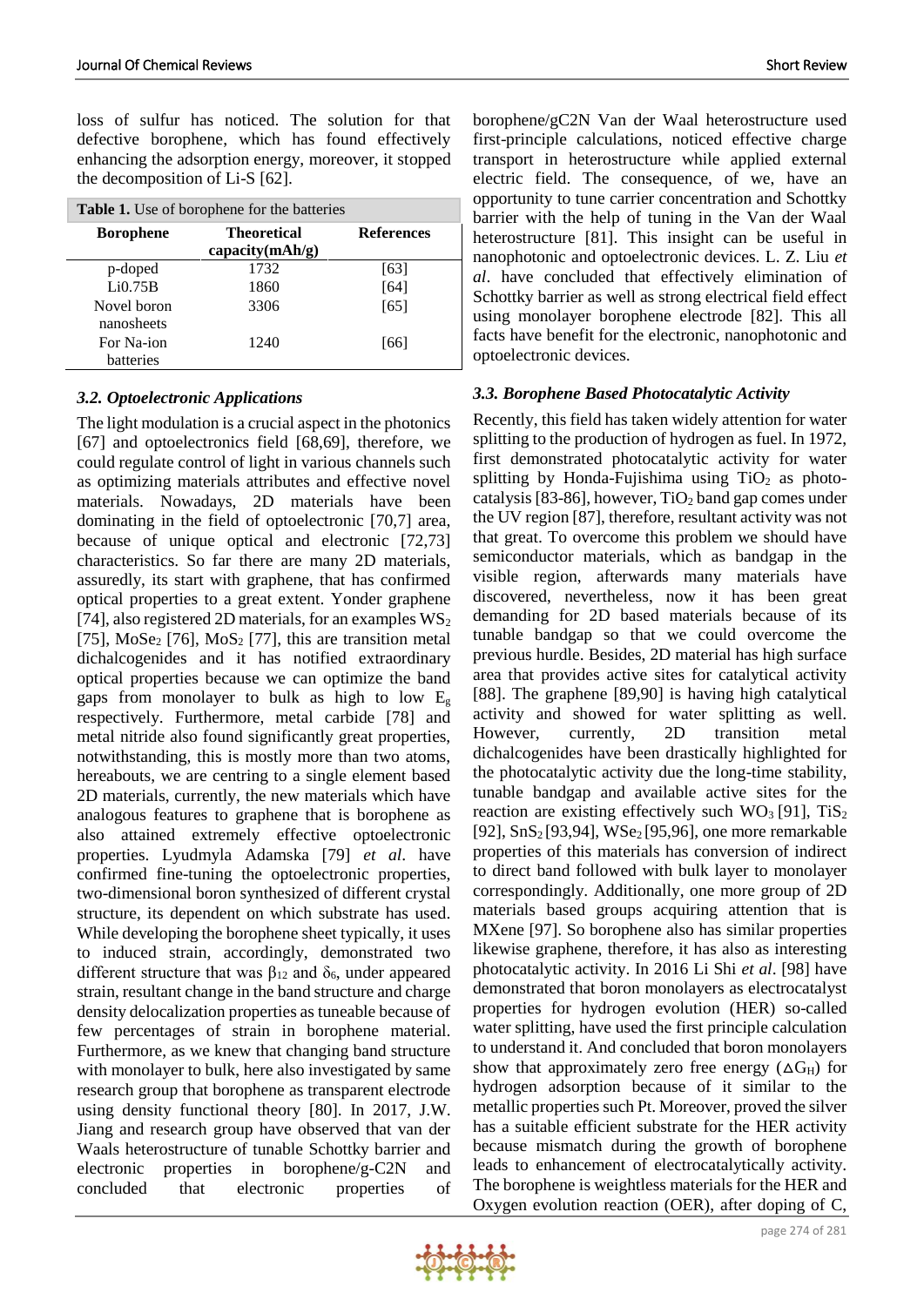loss of sulfur has noticed. The solution for that defective borophene, which has found effectively enhancing the adsorption energy, moreover, it stopped the decomposition of Li-S [62].

**Table 1.** Use of borophene for the batteries

| Borophene | Theoretical capacity(mAh/g) | References |
|---|---|---|
| p-doped | 1732 | [63] |
| Li0.75B | 1860 | [64] |
| Novel boron nanosheets | 3306 | [65] |
| For Na-ion batteries | 1240 | [66] |

### *3.2. Optoelectronic Applications*

The light modulation is a crucial aspect in the photonics [67] and optoelectronics field [68,69], therefore, we could regulate control of light in various channels such as optimizing materials attributes and effective novel materials. Nowadays, 2D materials have been dominating in the field of optoelectronic [70,7] area, because of unique optical and electronic [72,73] characteristics. So far there are many 2D materials, assuredly, its start with graphene, that has confirmed optical properties to a great extent. Yonder graphene [74], also registered 2D materials, for an examples $WS_2$ [75], $MoSe_2$ [76], $MoS_2$ [77], this are transition metal dichalcogenides and it has notified extraordinary optical properties because we can optimize the band gaps from monolayer to bulk as high to low $E_g$ respectively. Furthermore, metal carbide [78] and metal nitride also found significantly great properties, notwithstanding, this is mostly more than two atoms, hereabouts, we are centring to a single element based 2D materials, currently, the new materials which have analogous features to graphene that is borophene as also attained extremely effective optoelectronic properties. Lyudmyla Adamska [79] *et al*. have confirmed fine-tuning the optoelectronic properties, two-dimensional boron synthesized of different crystal structure, its dependent on which substrate has used. While developing the borophene sheet typically, it uses to induced strain, accordingly, demonstrated two different structure that was $\beta_{12}$ and $\delta_6$, under appeared strain, resultant change in the band structure and charge density delocalization properties as tuneable because of few percentages of strain in borophene material. Furthermore, as we knew that changing band structure with monolayer to bulk, here also investigated by same research group that borophene as transparent electrode using density functional theory [80]. In 2017, J.W. Jiang and research group have observed that van der Waals heterostructure of tunable Schottky barrier and electronic properties in borophene/g-C2N and concluded that electronic properties of borophene/gC2N Van der Waal heterostructure used first-principle calculations, noticed effective charge transport in heterostructure while applied external electric field. The consequence, of we, have an opportunity to tune carrier concentration and Schottky barrier with the help of tuning in the Van der Waal heterostructure [81]. This insight can be useful in nanophotonic and optoelectronic devices. L. Z. Liu *et al*. have concluded that effectively elimination of Schottky barrier as well as strong electrical field effect using monolayer borophene electrode [82]. This all facts have benefit for the electronic, nanophotonic and optoelectronic devices.

### *3.3. Borophene Based Photocatalytic Activity*

Recently, this field has taken widely attention for water splitting to the production of hydrogen as fuel. In 1972, first demonstrated photocatalytic activity for water splitting by Honda-Fujishima using $TiO_2$ as photo-catalysis [83-86], however, $TiO_2$ band gap comes under the UV region [87], therefore, resultant activity was not that great. To overcome this problem we should have semiconductor materials, which as bandgap in the visible region, afterwards many materials have discovered, nevertheless, now it has been great demanding for 2D based materials because of its tunable bandgap so that we could overcome the previous hurdle. Besides, 2D material has high surface area that provides active sites for catalytical activity [88]. The graphene [89,90] is having high catalytical activity and showed for water splitting as well. However, currently, 2D transition metal dichalcogenides have been drastically highlighted for the photocatalytic activity due the long-time stability, tunable bandgap and available active sites for the reaction are existing effectively such $WO_3$ [91], $TiS_2$ [92], $SnS_2$ [93,94], $WSe_2$ [95,96], one more remarkable properties of this materials has conversion of indirect to direct band followed with bulk layer to monolayer correspondingly. Additionally, one more group of 2D materials based groups acquiring attention that is MXene [97]. So borophene also has similar properties likewise graphene, therefore, it has also as interesting photocatalytic activity. In 2016 Li Shi *et al*. [98] have demonstrated that boron monolayers as electrocatalyst properties for hydrogen evolution (HER) so-called water splitting, have used the first principle calculation to understand it. And concluded that boron monolayers show that approximately zero free energy ($\Delta G_H$) for hydrogen adsorption because of it similar to the metallic properties such Pt. Moreover, proved the silver has a suitable efficient substrate for the HER activity because mismatch during the growth of borophene leads to enhancement of electrocatalytically activity. The borophene is weightless materials for the HER and Oxygen evolution reaction (OER), after doping of C,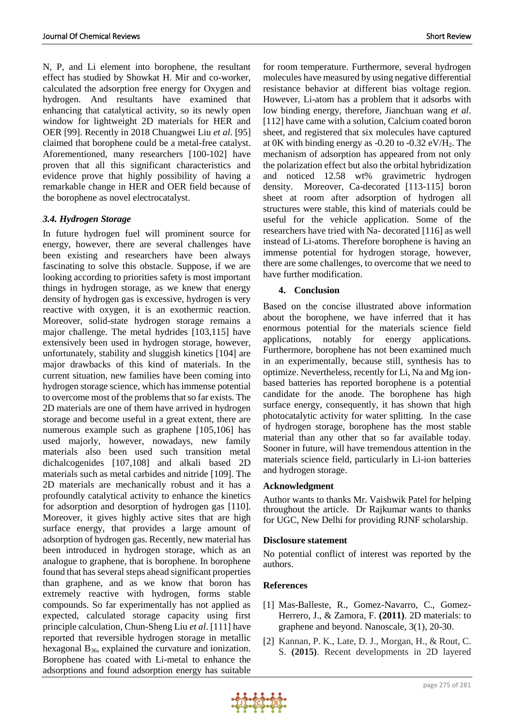N, P, and Li element into borophene, the resultant effect has studied by Showkat H. Mir and co-worker, calculated the adsorption free energy for Oxygen and hydrogen. And resultants have examined that enhancing that catalytical activity, so its newly open window for lightweight 2D materials for HER and OER [99]. Recently in 2018 Chuangwei Liu *et al*. [95] claimed that borophene could be a metal-free catalyst. Aforementioned, many researchers [100-102] have proven that all this significant characteristics and evidence prove that highly possibility of having a remarkable change in HER and OER field because of the borophene as novel electrocatalyst.

### *3.4. Hydrogen Storage*

In future hydrogen fuel will prominent source for energy, however, there are several challenges have been existing and researchers have been always fascinating to solve this obstacle. Suppose, if we are looking according to priorities safety is most important things in hydrogen storage, as we knew that energy density of hydrogen gas is excessive, hydrogen is very reactive with oxygen, it is an exothermic reaction. Moreover, solid-state hydrogen storage remains a major challenge. The metal hydrides [103,115] have extensively been used in hydrogen storage, however, unfortunately, stability and sluggish kinetics [104] are major drawbacks of this kind of materials. In the current situation, new families have been coming into hydrogen storage science, which has immense potential to overcome most of the problems that so far exists. The 2D materials are one of them have arrived in hydrogen storage and become useful in a great extent, there are numerous example such as graphene [105,106] has used majorly, however, nowadays, new family materials also been used such transition metal dichalcogenides [107,108] and alkali based 2D materials such as metal carbides and nitride [109]. The 2D materials are mechanically robust and it has a profoundly catalytical activity to enhance the kinetics for adsorption and desorption of hydrogen gas [110]. Moreover, it gives highly active sites that are high surface energy, that provides a large amount of adsorption of hydrogen gas. Recently, new material has been introduced in hydrogen storage, which as an analogue to graphene, that is borophene. In borophene found that has several steps ahead significant properties than graphene, and as we know that boron has extremely reactive with hydrogen, forms stable compounds. So far experimentally has not applied as expected, calculated storage capacity using first principle calculation, Chun-Sheng Liu *et al*. [111] have reported that reversible hydrogen storage in metallic hexagonal $B_{36}$, explained the curvature and ionization. Borophene has coated with Li-metal to enhance the adsorptions and found adsorption energy has suitable for room temperature. Furthermore, several hydrogen molecules have measured by using negative differential resistance behavior at different bias voltage region. However, Li-atom has a problem that it adsorbs with low binding energy, therefore, Jianchuan wang *et al*. [112] have came with a solution, Calcium coated boron sheet, and registered that six molecules have captured at 0K with binding energy as -0.20 to -0.32 eV/$H_2$. The mechanism of adsorption has appeared from not only the polarization effect but also the orbital hybridization and noticed 12.58 wt% gravimetric hydrogen density. Moreover, Ca-decorated [113-115] boron sheet at room after adsorption of hydrogen all structures were stable, this kind of materials could be useful for the vehicle application. Some of the researchers have tried with Na- decorated [116] as well instead of Li-atoms. Therefore borophene is having an immense potential for hydrogen storage, however, there are some challenges, to overcome that we need to have further modification.

## 4. Conclusion

Based on the concise illustrated above information about the borophene, we have inferred that it has enormous potential for the materials science field applications, notably for energy applications. Furthermore, borophene has not been examined much in an experimentally, because still, synthesis has to optimize. Nevertheless, recently for Li, Na and Mg ion-based batteries has reported borophene is a potential candidate for the anode. The borophene has high surface energy, consequently, it has shown that high photocatalytic activity for water splitting. In the case of hydrogen storage, borophene has the most stable material than any other that so far available today. Sooner in future, will have tremendous attention in the materials science field, particularly in Li-ion batteries and hydrogen storage.

**Acknowledgment**

Author wants to thanks Mr. Vaishwik Patel for helping throughout the article. Dr Rajkumar wants to thanks for UGC, New Delhi for providing RJNF scholarship.

**Disclosure statement**

No potential conflict of interest was reported by the authors.

**References**

[1] Mas-Balleste, R., Gomez-Navarro, C., Gomez-Herrero, J., & Zamora, F. **(2011)**. 2D materials: to graphene and beyond. Nanoscale, 3(1), 20-30.

[2] Kannan, P. K., Late, D. J., Morgan, H., & Rout, C. S. **(2015)**. Recent developments in 2D layered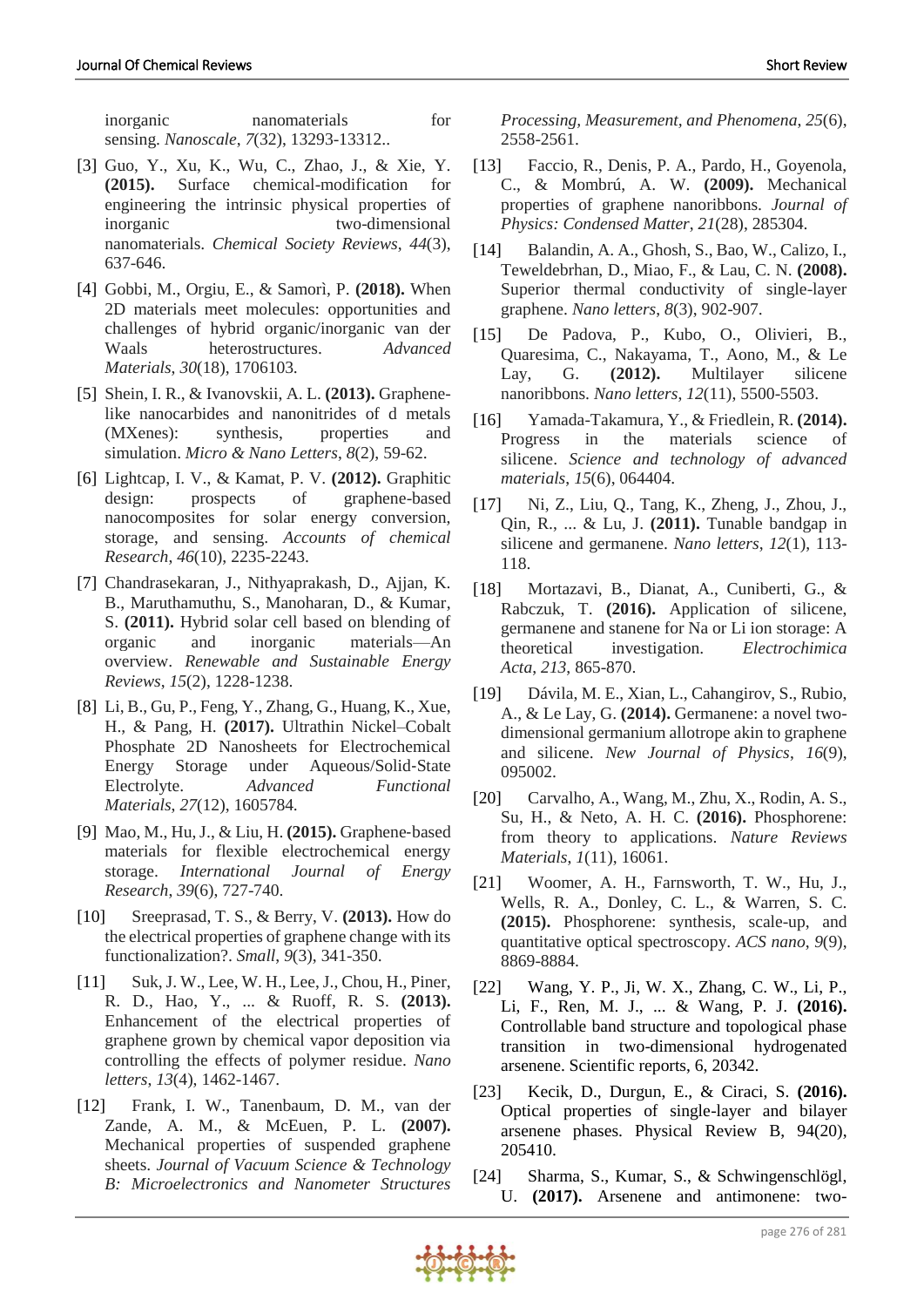inorganic nanomaterials for sensing. *Nanoscale*, *7*(32), 13293-13312..

[3] Guo, Y., Xu, K., Wu, C., Zhao, J., & Xie, Y. **(2015).** Surface chemical-modification for engineering the intrinsic physical properties of inorganic two-dimensional nanomaterials. *Chemical Society Reviews*, *44*(3), 637-646.

[4] Gobbi, M., Orgiu, E., & Samorì, P. **(2018).** When 2D materials meet molecules: opportunities and challenges of hybrid organic/inorganic van der Waals heterostructures. *Advanced Materials*, *30*(18), 1706103.

[5] Shein, I. R., & Ivanovskii, A. L. **(2013).** Graphene-like nanocarbides and nanonitrides of d metals (MXenes): synthesis, properties and simulation. *Micro & Nano Letters*, *8*(2), 59-62.

[6] Lightcap, I. V., & Kamat, P. V. **(2012).** Graphitic design: prospects of graphene-based nanocomposites for solar energy conversion, storage, and sensing. *Accounts of chemical Research*, *46*(10), 2235-2243.

[7] Chandrasekaran, J., Nithyaprakash, D., Ajjan, K. B., Maruthamuthu, S., Manoharan, D., & Kumar, S. **(2011).** Hybrid solar cell based on blending of organic and inorganic materials—An overview. *Renewable and Sustainable Energy Reviews*, *15*(2), 1228-1238.

[8] Li, B., Gu, P., Feng, Y., Zhang, G., Huang, K., Xue, H., & Pang, H. **(2017).** Ultrathin Nickel–Cobalt Phosphate 2D Nanosheets for Electrochemical Energy Storage under Aqueous/Solid-State Electrolyte. *Advanced Functional Materials*, *27*(12), 1605784.

[9] Mao, M., Hu, J., & Liu, H. **(2015).** Graphene-based materials for flexible electrochemical energy storage. *International Journal of Energy Research*, *39*(6), 727-740.

[10] Sreeprasad, T. S., & Berry, V. **(2013).** How do the electrical properties of graphene change with its functionalization?. *Small*, *9*(3), 341-350.

[11] Suk, J. W., Lee, W. H., Lee, J., Chou, H., Piner, R. D., Hao, Y., ... & Ruoff, R. S. **(2013).** Enhancement of the electrical properties of graphene grown by chemical vapor deposition via controlling the effects of polymer residue. *Nano letters*, *13*(4), 1462-1467.

[12] Frank, I. W., Tanenbaum, D. M., van der Zande, A. M., & McEuen, P. L. **(2007).** Mechanical properties of suspended graphene sheets. *Journal of Vacuum Science & Technology B: Microelectronics and Nanometer Structures Processing, Measurement, and Phenomena*, *25*(6), 2558-2561.

[13] Faccio, R., Denis, P. A., Pardo, H., Goyenola, C., & Mombrú, A. W. **(2009).** Mechanical properties of graphene nanoribbons. *Journal of Physics: Condensed Matter*, *21*(28), 285304.

[14] Balandin, A. A., Ghosh, S., Bao, W., Calizo, I., Teweldebrhan, D., Miao, F., & Lau, C. N. **(2008).** Superior thermal conductivity of single-layer graphene. *Nano letters*, *8*(3), 902-907.

[15] De Padova, P., Kubo, O., Olivieri, B., Quaresima, C., Nakayama, T., Aono, M., & Le Lay, G. **(2012).** Multilayer silicene nanoribbons. *Nano letters*, *12*(11), 5500-5503.

[16] Yamada-Takamura, Y., & Friedlein, R. **(2014).** Progress in the materials science of silicene. *Science and technology of advanced materials*, *15*(6), 064404.

[17] Ni, Z., Liu, Q., Tang, K., Zheng, J., Zhou, J., Qin, R., ... & Lu, J. **(2011).** Tunable bandgap in silicene and germanene. *Nano letters*, *12*(1), 113-118.

[18] Mortazavi, B., Dianat, A., Cuniberti, G., & Rabczuk, T. **(2016).** Application of silicene, germanene and stanene for Na or Li ion storage: A theoretical investigation. *Electrochimica Acta*, *213*, 865-870.

[19] Dávila, M. E., Xian, L., Cahangirov, S., Rubio, A., & Le Lay, G. **(2014).** Germanene: a novel two-dimensional germanium allotrope akin to graphene and silicene. *New Journal of Physics*, *16*(9), 095002.

[20] Carvalho, A., Wang, M., Zhu, X., Rodin, A. S., Su, H., & Neto, A. H. C. **(2016).** Phosphorene: from theory to applications. *Nature Reviews Materials*, *1*(11), 16061.

[21] Woomer, A. H., Farnsworth, T. W., Hu, J., Wells, R. A., Donley, C. L., & Warren, S. C. **(2015).** Phosphorene: synthesis, scale-up, and quantitative optical spectroscopy. *ACS nano*, *9*(9), 8869-8884.

[22] Wang, Y. P., Ji, W. X., Zhang, C. W., Li, P., Li, F., Ren, M. J., ... & Wang, P. J. **(2016).** Controllable band structure and topological phase transition in two-dimensional hydrogenated arsenene. Scientific reports, 6, 20342.

[23] Kecik, D., Durgun, E., & Ciraci, S. **(2016).** Optical properties of single-layer and bilayer arsenene phases. Physical Review B, 94(20), 205410.

[24] Sharma, S., Kumar, S., & Schwingenschlögl, U. **(2017).** Arsenene and antimonene: two-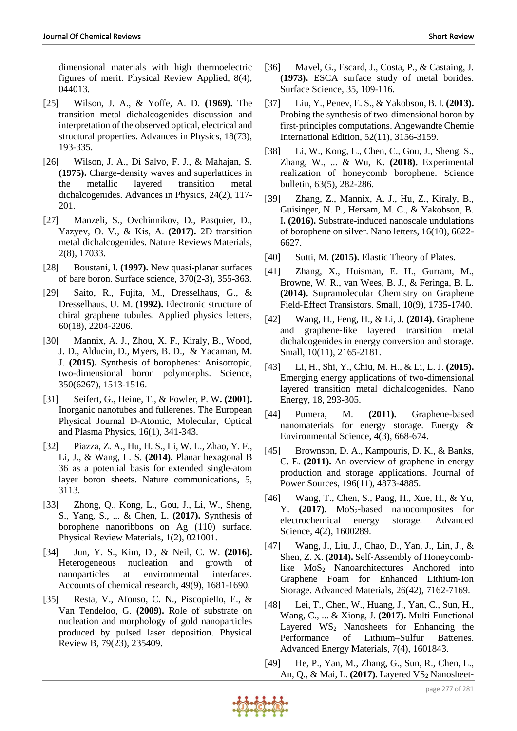dimensional materials with high thermoelectric figures of merit. Physical Review Applied, 8(4), 044013.

[25] Wilson, J. A., & Yoffe, A. D. **(1969).** The transition metal dichalcogenides discussion and interpretation of the observed optical, electrical and structural properties. Advances in Physics, 18(73), 193-335.

[26] Wilson, J. A., Di Salvo, F. J., & Mahajan, S. **(1975).** Charge-density waves and superlattices in the metallic layered transition metal dichalcogenides. Advances in Physics, 24(2), 117-201.

[27] Manzeli, S., Ovchinnikov, D., Pasquier, D., Yazyev, O. V., & Kis, A. **(2017).** 2D transition metal dichalcogenides. Nature Reviews Materials, 2(8), 17033.

[28] Boustani, I. **(1997).** New quasi-planar surfaces of bare boron. Surface science, 370(2-3), 355-363.

[29] Saito, R., Fujita, M., Dresselhaus, G., & Dresselhaus, U. M. **(1992).** Electronic structure of chiral graphene tubules. Applied physics letters, 60(18), 2204-2206.

[30] Mannix, A. J., Zhou, X. F., Kiraly, B., Wood, J. D., Alducin, D., Myers, B. D., & Yacaman, M. J. **(2015).** Synthesis of borophenes: Anisotropic, two-dimensional boron polymorphs. Science, 350(6267), 1513-1516.

[31] Seifert, G., Heine, T., & Fowler, P. W**. (2001).** Inorganic nanotubes and fullerenes. The European Physical Journal D-Atomic, Molecular, Optical and Plasma Physics, 16(1), 341-343.

[32] Piazza, Z. A., Hu, H. S., Li, W. L., Zhao, Y. F., Li, J., & Wang, L. S. **(2014).** Planar hexagonal B 36 as a potential basis for extended single-atom layer boron sheets. Nature communications, 5, 3113.

[33] Zhong, Q., Kong, L., Gou, J., Li, W., Sheng, S., Yang, S., ... & Chen, L. **(2017).** Synthesis of borophene nanoribbons on Ag (110) surface. Physical Review Materials, 1(2), 021001.

[34] Jun, Y. S., Kim, D., & Neil, C. W. **(2016).** Heterogeneous nucleation and growth of nanoparticles at environmental interfaces. Accounts of chemical research, 49(9), 1681-1690.

[35] Resta, V., Afonso, C. N., Piscopiello, E., & Van Tendeloo, G. **(2009).** Role of substrate on nucleation and morphology of gold nanoparticles produced by pulsed laser deposition. Physical Review B, 79(23), 235409.

[36] Mavel, G., Escard, J., Costa, P., & Castaing, J. **(1973).** ESCA surface study of metal borides. Surface Science, 35, 109-116.

[37] Liu, Y., Penev, E. S., & Yakobson, B. I. **(2013).** Probing the synthesis of two‐dimensional boron by first‐principles computations. Angewandte Chemie International Edition, 52(11), 3156-3159.

[38] Li, W., Kong, L., Chen, C., Gou, J., Sheng, S., Zhang, W., ... & Wu, K. **(2018).** Experimental realization of honeycomb borophene. Science bulletin, 63(5), 282-286.

[39] Zhang, Z., Mannix, A. J., Hu, Z., Kiraly, B., Guisinger, N. P., Hersam, M. C., & Yakobson, B. I**. (2016).** Substrate-induced nanoscale undulations of borophene on silver. Nano letters, 16(10), 6622-6627.

[40] Sutti, M. **(2015).** Elastic Theory of Plates.

[41] Zhang, X., Huisman, E. H., Gurram, M., Browne, W. R., van Wees, B. J., & Feringa, B. L. **(2014).** Supramolecular Chemistry on Graphene Field‐Effect Transistors. Small, 10(9), 1735-1740.

[42] Wang, H., Feng, H., & Li, J. **(2014).** Graphene and graphene‐like layered transition metal dichalcogenides in energy conversion and storage. Small, 10(11), 2165-2181.

[43] Li, H., Shi, Y., Chiu, M. H., & Li, L. J. **(2015).** Emerging energy applications of two-dimensional layered transition metal dichalcogenides. Nano Energy, 18, 293-305.

[44] Pumera, M. **(2011).** Graphene-based nanomaterials for energy storage. Energy & Environmental Science, 4(3), 668-674.

[45] Brownson, D. A., Kampouris, D. K., & Banks, C. E. **(2011).** An overview of graphene in energy production and storage applications. Journal of Power Sources, 196(11), 4873-4885.

[46] Wang, T., Chen, S., Pang, H., Xue, H., & Yu, Y. **(2017).** $MoS_2$-based nanocomposites for electrochemical energy storage. Advanced Science, 4(2), 1600289.

[47] Wang, J., Liu, J., Chao, D., Yan, J., Lin, J., & Shen, Z. X. **(2014).** Self‐Assembly of Honeycomb‐like $MoS_2$ Nanoarchitectures Anchored into Graphene Foam for Enhanced Lithium‐Ion Storage. Advanced Materials, 26(42), 7162-7169.

[48] Lei, T., Chen, W., Huang, J., Yan, C., Sun, H., Wang, C., ... & Xiong, J. **(2017).** Multi‐Functional Layered $WS_2$ Nanosheets for Enhancing the Performance of Lithium–Sulfur Batteries. Advanced Energy Materials, 7(4), 1601843.

[49] He, P., Yan, M., Zhang, G., Sun, R., Chen, L., An, Q., & Mai, L. **(2017).** Layered $VS_2$ Nanosheet-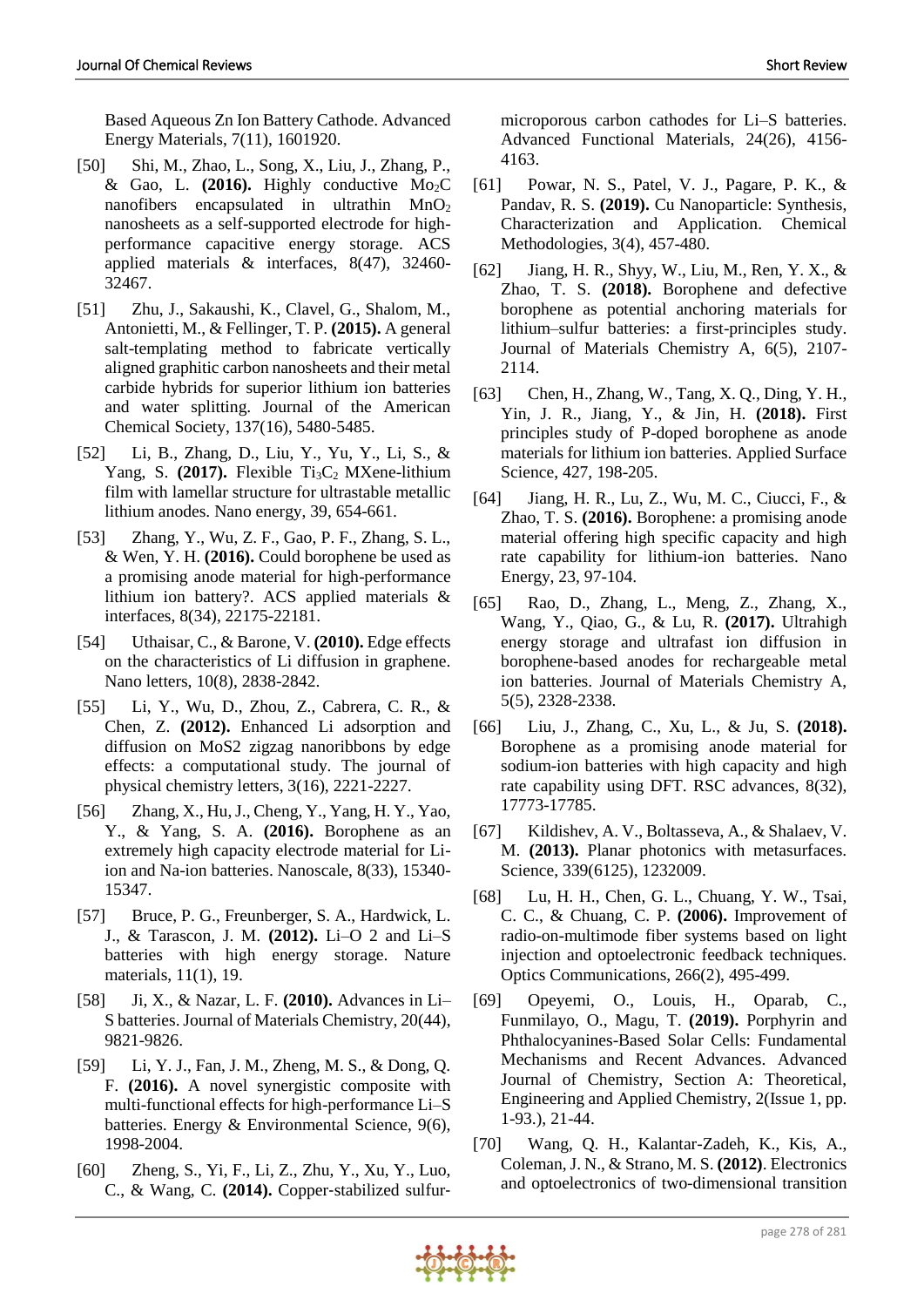Based Aqueous Zn Ion Battery Cathode. Advanced Energy Materials, 7(11), 1601920.

[50] Shi, M., Zhao, L., Song, X., Liu, J., Zhang, P., & Gao, L. **(2016).** Highly conductive $Mo_2C$ nanofibers encapsulated in ultrathin $MnO_2$ nanosheets as a self-supported electrode for high-performance capacitive energy storage. ACS applied materials & interfaces, 8(47), 32460-32467.

[51] Zhu, J., Sakaushi, K., Clavel, G., Shalom, M., Antonietti, M., & Fellinger, T. P. **(2015).** A general salt-templating method to fabricate vertically aligned graphitic carbon nanosheets and their metal carbide hybrids for superior lithium ion batteries and water splitting. Journal of the American Chemical Society, 137(16), 5480-5485.

[52] Li, B., Zhang, D., Liu, Y., Yu, Y., Li, S., & Yang, S. **(2017).** Flexible $Ti_3C_2$ MXene-lithium film with lamellar structure for ultrastable metallic lithium anodes. Nano energy, 39, 654-661.

[53] Zhang, Y., Wu, Z. F., Gao, P. F., Zhang, S. L., & Wen, Y. H. **(2016).** Could borophene be used as a promising anode material for high-performance lithium ion battery?. ACS applied materials & interfaces, 8(34), 22175-22181.

[54] Uthaisar, C., & Barone, V. **(2010).** Edge effects on the characteristics of Li diffusion in graphene. Nano letters, 10(8), 2838-2842.

[55] Li, Y., Wu, D., Zhou, Z., Cabrera, C. R., & Chen, Z. **(2012).** Enhanced Li adsorption and diffusion on MoS2 zigzag nanoribbons by edge effects: a computational study. The journal of physical chemistry letters, 3(16), 2221-2227.

[56] Zhang, X., Hu, J., Cheng, Y., Yang, H. Y., Yao, Y., & Yang, S. A. **(2016).** Borophene as an extremely high capacity electrode material for Li-ion and Na-ion batteries. Nanoscale, 8(33), 15340-15347.

[57] Bruce, P. G., Freunberger, S. A., Hardwick, L. J., & Tarascon, J. M. **(2012).** Li–O 2 and Li–S batteries with high energy storage. Nature materials, 11(1), 19.

[58] Ji, X., & Nazar, L. F. **(2010).** Advances in Li–S batteries. Journal of Materials Chemistry, 20(44), 9821-9826.

[59] Li, Y. J., Fan, J. M., Zheng, M. S., & Dong, Q. F. **(2016).** A novel synergistic composite with multi-functional effects for high-performance Li–S batteries. Energy & Environmental Science, 9(6), 1998-2004.

[60] Zheng, S., Yi, F., Li, Z., Zhu, Y., Xu, Y., Luo, C., & Wang, C. **(2014).** Copper‐stabilized sulfur‐microporous carbon cathodes for Li–S batteries. Advanced Functional Materials, 24(26), 4156-4163.

[61] Powar, N. S., Patel, V. J., Pagare, P. K., & Pandav, R. S. **(2019).** Cu Nanoparticle: Synthesis, Characterization and Application. Chemical Methodologies, 3(4), 457-480.

[62] Jiang, H. R., Shyy, W., Liu, M., Ren, Y. X., & Zhao, T. S. **(2018).** Borophene and defective borophene as potential anchoring materials for lithium–sulfur batteries: a first-principles study. Journal of Materials Chemistry A, 6(5), 2107-2114.

[63] Chen, H., Zhang, W., Tang, X. Q., Ding, Y. H., Yin, J. R., Jiang, Y., & Jin, H. **(2018).** First principles study of P-doped borophene as anode materials for lithium ion batteries. Applied Surface Science, 427, 198-205.

[64] Jiang, H. R., Lu, Z., Wu, M. C., Ciucci, F., & Zhao, T. S. **(2016).** Borophene: a promising anode material offering high specific capacity and high rate capability for lithium-ion batteries. Nano Energy, 23, 97-104.

[65] Rao, D., Zhang, L., Meng, Z., Zhang, X., Wang, Y., Qiao, G., & Lu, R. **(2017).** Ultrahigh energy storage and ultrafast ion diffusion in borophene-based anodes for rechargeable metal ion batteries. Journal of Materials Chemistry A, 5(5), 2328-2338.

[66] Liu, J., Zhang, C., Xu, L., & Ju, S. **(2018).** Borophene as a promising anode material for sodium-ion batteries with high capacity and high rate capability using DFT. RSC advances, 8(32), 17773-17785.

[67] Kildishev, A. V., Boltasseva, A., & Shalaev, V. M. **(2013).** Planar photonics with metasurfaces. Science, 339(6125), 1232009.

[68] Lu, H. H., Chen, G. L., Chuang, Y. W., Tsai, C. C., & Chuang, C. P. **(2006).** Improvement of radio-on-multimode fiber systems based on light injection and optoelectronic feedback techniques. Optics Communications, 266(2), 495-499.

[69] Opeyemi, O., Louis, H., Oparab, C., Funmilayo, O., Magu, T. **(2019).** Porphyrin and Phthalocyanines-Based Solar Cells: Fundamental Mechanisms and Recent Advances. Advanced Journal of Chemistry, Section A: Theoretical, Engineering and Applied Chemistry, 2(Issue 1, pp. 1-93.), 21-44.

[70] Wang, Q. H., Kalantar-Zadeh, K., Kis, A., Coleman, J. N., & Strano, M. S. **(2012)**. Electronics and optoelectronics of two-dimensional transition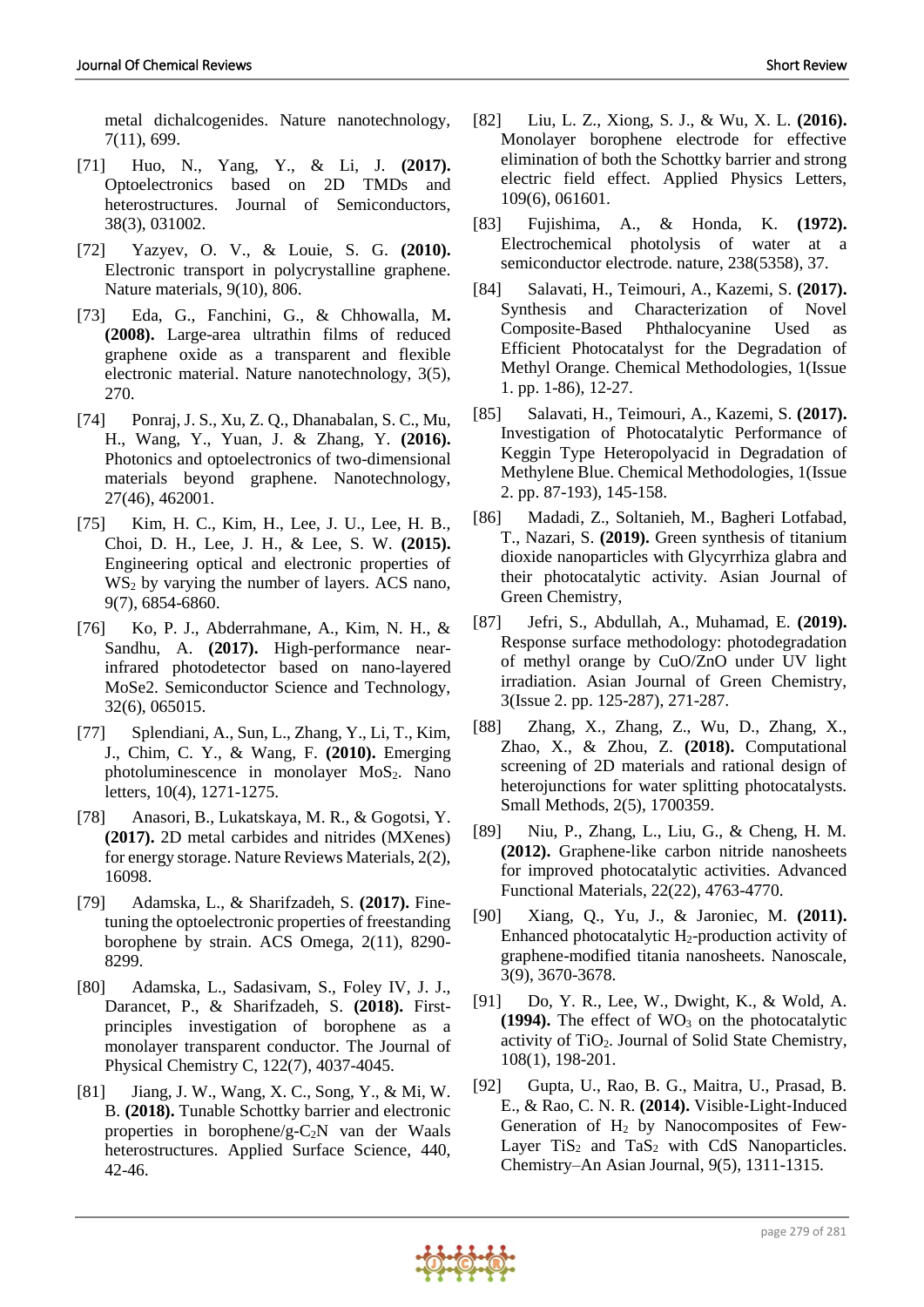metal dichalcogenides. Nature nanotechnology, 7(11), 699.

[71] Huo, N., Yang, Y., & Li, J. **(2017).** Optoelectronics based on 2D TMDs and heterostructures. Journal of Semiconductors, 38(3), 031002.

[72] Yazyev, O. V., & Louie, S. G. **(2010).** Electronic transport in polycrystalline graphene. Nature materials, 9(10), 806.

[73] Eda, G., Fanchini, G., & Chhowalla, M**. (2008).** Large-area ultrathin films of reduced graphene oxide as a transparent and flexible electronic material. Nature nanotechnology, 3(5), 270.

[74] Ponraj, J. S., Xu, Z. Q., Dhanabalan, S. C., Mu, H., Wang, Y., Yuan, J. & Zhang, Y. **(2016).** Photonics and optoelectronics of two-dimensional materials beyond graphene. Nanotechnology, 27(46), 462001.

[75] Kim, H. C., Kim, H., Lee, J. U., Lee, H. B., Choi, D. H., Lee, J. H., & Lee, S. W. **(2015).** Engineering optical and electronic properties of $WS_2$ by varying the number of layers. ACS nano, 9(7), 6854-6860.

[76] Ko, P. J., Abderrahmane, A., Kim, N. H., & Sandhu, A. **(2017).** High-performance near-infrared photodetector based on nano-layered MoSe2. Semiconductor Science and Technology, 32(6), 065015.

[77] Splendiani, A., Sun, L., Zhang, Y., Li, T., Kim, J., Chim, C. Y., & Wang, F. **(2010).** Emerging photoluminescence in monolayer $MoS_2$. Nano letters, 10(4), 1271-1275.

[78] Anasori, B., Lukatskaya, M. R., & Gogotsi, Y. **(2017).** 2D metal carbides and nitrides (MXenes) for energy storage. Nature Reviews Materials, 2(2), 16098.

[79] Adamska, L., & Sharifzadeh, S. **(2017).** Fine-tuning the optoelectronic properties of freestanding borophene by strain. ACS Omega, 2(11), 8290-8299.

[80] Adamska, L., Sadasivam, S., Foley IV, J. J., Darancet, P., & Sharifzadeh, S. **(2018).** First-principles investigation of borophene as a monolayer transparent conductor. The Journal of Physical Chemistry C, 122(7), 4037-4045.

[81] Jiang, J. W., Wang, X. C., Song, Y., & Mi, W. B. **(2018).** Tunable Schottky barrier and electronic properties in borophene/g-$C_2N$ van der Waals heterostructures. Applied Surface Science, 440, 42-46.

[82] Liu, L. Z., Xiong, S. J., & Wu, X. L. **(2016).** Monolayer borophene electrode for effective elimination of both the Schottky barrier and strong electric field effect. Applied Physics Letters, 109(6), 061601.

[83] Fujishima, A., & Honda, K. **(1972).** Electrochemical photolysis of water at a semiconductor electrode. nature, 238(5358), 37.

[84] Salavati, H., Teimouri, A., Kazemi, S. **(2017).** Synthesis and Characterization of Novel Composite-Based Phthalocyanine Used as Efficient Photocatalyst for the Degradation of Methyl Orange. Chemical Methodologies, 1(Issue 1. pp. 1-86), 12-27.

[85] Salavati, H., Teimouri, A., Kazemi, S. **(2017).** Investigation of Photocatalytic Performance of Keggin Type Heteropolyacid in Degradation of Methylene Blue. Chemical Methodologies, 1(Issue 2. pp. 87-193), 145-158.

[86] Madadi, Z., Soltanieh, M., Bagheri Lotfabad, T., Nazari, S. **(2019).** Green synthesis of titanium dioxide nanoparticles with Glycyrrhiza glabra and their photocatalytic activity. Asian Journal of Green Chemistry,

[87] Jefri, S., Abdullah, A., Muhamad, E. **(2019).** Response surface methodology: photodegradation of methyl orange by CuO/ZnO under UV light irradiation. Asian Journal of Green Chemistry, 3(Issue 2. pp. 125-287), 271-287.

[88] Zhang, X., Zhang, Z., Wu, D., Zhang, X., Zhao, X., & Zhou, Z. **(2018).** Computational screening of 2D materials and rational design of heterojunctions for water splitting photocatalysts. Small Methods, 2(5), 1700359.

[89] Niu, P., Zhang, L., Liu, G., & Cheng, H. M. **(2012).** Graphene-like carbon nitride nanosheets for improved photocatalytic activities. Advanced Functional Materials, 22(22), 4763-4770.

[90] Xiang, Q., Yu, J., & Jaroniec, M. **(2011).** Enhanced photocatalytic $H_2$-production activity of graphene-modified titania nanosheets. Nanoscale, 3(9), 3670-3678.

[91] Do, Y. R., Lee, W., Dwight, K., & Wold, A. **(1994).** The effect of $WO_3$ on the photocatalytic activity of $TiO_2$. Journal of Solid State Chemistry, 108(1), 198-201.

[92] Gupta, U., Rao, B. G., Maitra, U., Prasad, B. E., & Rao, C. N. R. **(2014).** Visible-Light-Induced Generation of $H_2$ by Nanocomposites of Few-Layer $TiS_2$ and $TaS_2$ with CdS Nanoparticles. Chemistry–An Asian Journal, 9(5), 1311-1315.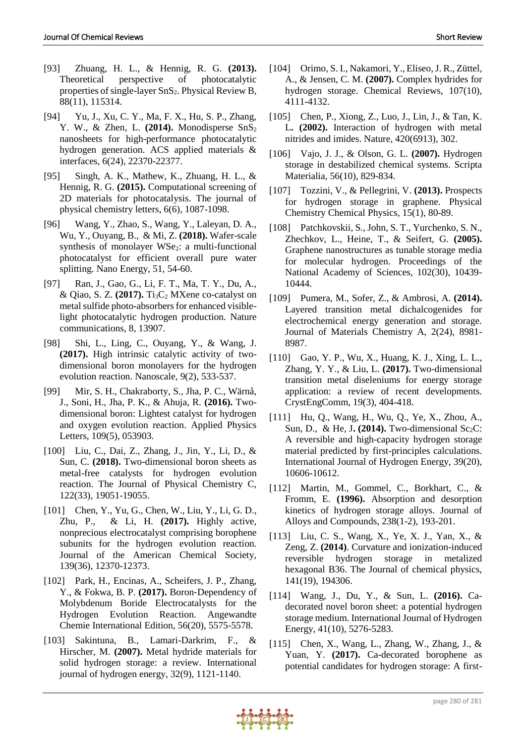[93] Zhuang, H. L., & Hennig, R. G. **(2013).** Theoretical perspective of photocatalytic properties of single-layer $SnS_2$. Physical Review B, 88(11), 115314.

[94] Yu, J., Xu, C. Y., Ma, F. X., Hu, S. P., Zhang, Y. W., & Zhen, L. **(2014).** Monodisperse $SnS_2$ nanosheets for high-performance photocatalytic hydrogen generation. ACS applied materials & interfaces, 6(24), 22370-22377.

[95] Singh, A. K., Mathew, K., Zhuang, H. L., & Hennig, R. G. **(2015).** Computational screening of 2D materials for photocatalysis. The journal of physical chemistry letters, 6(6), 1087-1098.

[96] Wang, Y., Zhao, S., Wang, Y., Laleyan, D. A., Wu, Y., Ouyang, B., & Mi, Z. **(2018).** Wafer-scale synthesis of monolayer $WSe_2$: a multi-functional photocatalyst for efficient overall pure water splitting. Nano Energy, 51, 54-60.

[97] Ran, J., Gao, G., Li, F. T., Ma, T. Y., Du, A., & Qiao, S. Z. **(2017).** $Ti_3C_2$ MXene co-catalyst on metal sulfide photo-absorbers for enhanced visible-light photocatalytic hydrogen production. Nature communications, 8, 13907.

[98] Shi, L., Ling, C., Ouyang, Y., & Wang, J. **(2017).** High intrinsic catalytic activity of two-dimensional boron monolayers for the hydrogen evolution reaction. Nanoscale, 9(2), 533-537.

[99] Mir, S. H., Chakraborty, S., Jha, P. C., Wärnå, J., Soni, H., Jha, P. K., & Ahuja, R. **(2016).** Two-dimensional boron: Lightest catalyst for hydrogen and oxygen evolution reaction. Applied Physics Letters, 109(5), 053903.

[100] Liu, C., Dai, Z., Zhang, J., Jin, Y., Li, D., & Sun, C. **(2018).** Two-dimensional boron sheets as metal-free catalysts for hydrogen evolution reaction. The Journal of Physical Chemistry C, 122(33), 19051-19055.

[101] Chen, Y., Yu, G., Chen, W., Liu, Y., Li, G. D., Zhu, P., & Li, H. **(2017).** Highly active, nonprecious electrocatalyst comprising borophene subunits for the hydrogen evolution reaction. Journal of the American Chemical Society, 139(36), 12370-12373.

[102] Park, H., Encinas, A., Scheifers, J. P., Zhang, Y., & Fokwa, B. P. **(2017).** Boron-Dependency of Molybdenum Boride Electrocatalysts for the Hydrogen Evolution Reaction. Angewandte Chemie International Edition, 56(20), 5575-5578.

[103] Sakintuna, B., Lamari-Darkrim, F., & Hirscher, M. **(2007).** Metal hydride materials for solid hydrogen storage: a review. International journal of hydrogen energy, 32(9), 1121-1140.

[104] Orimo, S. I., Nakamori, Y., Eliseo, J. R., Züttel, A., & Jensen, C. M. **(2007).** Complex hydrides for hydrogen storage. Chemical Reviews, 107(10), 4111-4132.

[105] Chen, P., Xiong, Z., Luo, J., Lin, J., & Tan, K. L. **(2002).** Interaction of hydrogen with metal nitrides and imides. Nature, 420(6913), 302.

[106] Vajo, J. J., & Olson, G. L. **(2007).** Hydrogen storage in destabilized chemical systems. Scripta Materialia, 56(10), 829-834.

[107] Tozzini, V., & Pellegrini, V. **(2013).** Prospects for hydrogen storage in graphene. Physical Chemistry Chemical Physics, 15(1), 80-89.

[108] Patchkovskii, S., John, S. T., Yurchenko, S. N., Zhechkov, L., Heine, T., & Seifert, G. **(2005).** Graphene nanostructures as tunable storage media for molecular hydrogen. Proceedings of the National Academy of Sciences, 102(30), 10439-10444.

[109] Pumera, M., Sofer, Z., & Ambrosi, A. **(2014).** Layered transition metal dichalcogenides for electrochemical energy generation and storage. Journal of Materials Chemistry A, 2(24), 8981-8987.

[110] Gao, Y. P., Wu, X., Huang, K. J., Xing, L. L., Zhang, Y. Y., & Liu, L. **(2017).** Two-dimensional transition metal diseleniums for energy storage application: a review of recent developments. CrystEngComm, 19(3), 404-418.

[111] Hu, Q., Wang, H., Wu, Q., Ye, X., Zhou, A., Sun, D., & He, J. **(2014).** Two-dimensional $Sc_2C$: A reversible and high-capacity hydrogen storage material predicted by first-principles calculations. International Journal of Hydrogen Energy, 39(20), 10606-10612.

[112] Martin, M., Gommel, C., Borkhart, C., & Fromm, E. **(1996).** Absorption and desorption kinetics of hydrogen storage alloys. Journal of Alloys and Compounds, 238(1-2), 193-201.

[113] Liu, C. S., Wang, X., Ye, X. J., Yan, X., & Zeng, Z. **(2014)**. Curvature and ionization-induced reversible hydrogen storage in metalized hexagonal B36. The Journal of chemical physics, 141(19), 194306.

[114] Wang, J., Du, Y., & Sun, L. **(2016).** Ca-decorated novel boron sheet: a potential hydrogen storage medium. International Journal of Hydrogen Energy, 41(10), 5276-5283.

[115] Chen, X., Wang, L., Zhang, W., Zhang, J., & Yuan, Y. **(2017).** Ca-decorated borophene as potential candidates for hydrogen storage: A first-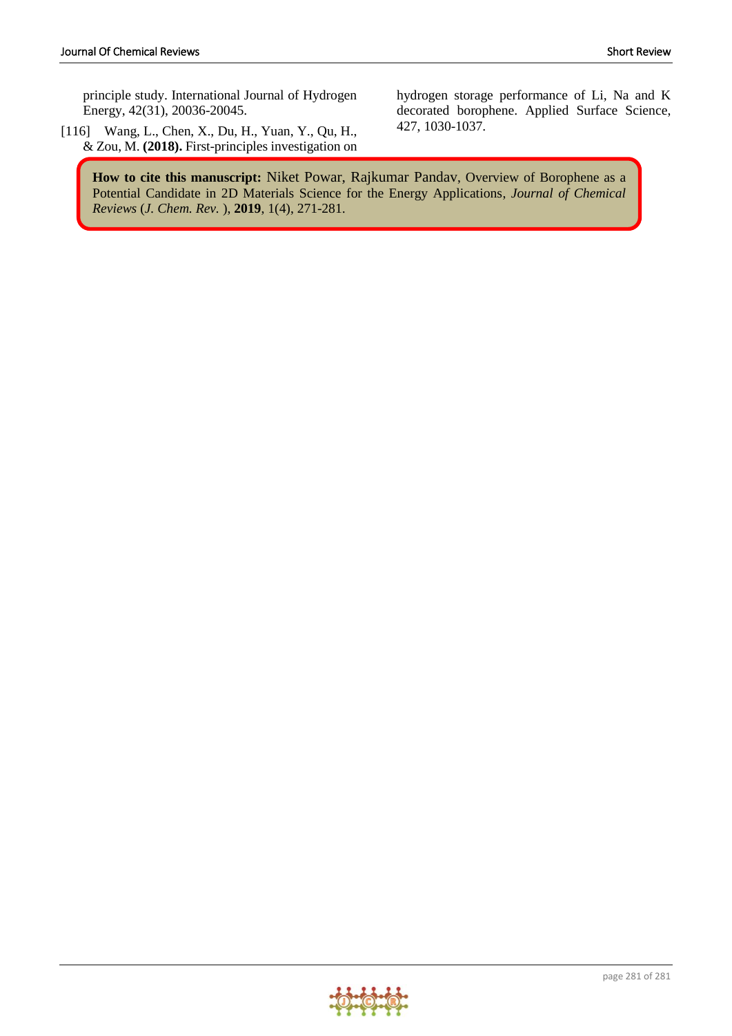principle study. International Journal of Hydrogen Energy, 42(31), 20036-20045.

[116] Wang, L., Chen, X., Du, H., Yuan, Y., Qu, H., & Zou, M. **(2018).** First-principles investigation on hydrogen storage performance of Li, Na and K decorated borophene. Applied Surface Science, 427, 1030-1037.

**How to cite this manuscript:** Niket Powar, Rajkumar Pandav, Overview of Borophene as a Potential Candidate in 2D Materials Science for the Energy Applications, *Journal of Chemical Reviews* (*J. Chem. Rev.* ), **2019**, 1(4), 271-281.